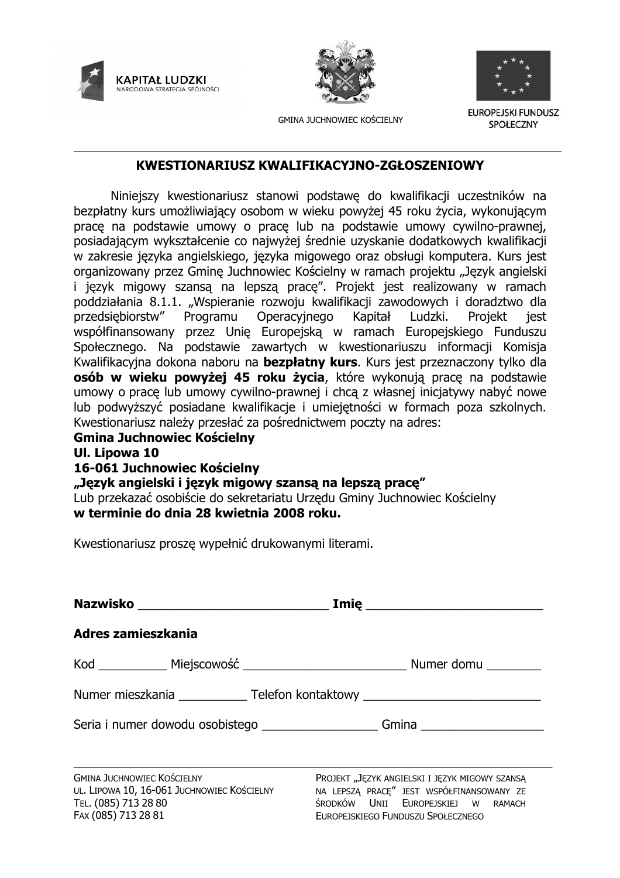KAPITAŁ LUDZKI
NARODOWA STRATEGIA SPÓJNOŚCI

GMINA JUCHNOWIEC KOŚCIELNY

EUROPEJSKI FUNDUSZ SPOŁECZNY

## KWESTIONARIUSZ KWALIFIKACYJNO-ZGŁOSZENIOWY

Niniejszy kwestionariusz stanowi podstawę do kwalifikacji uczestników na bezpłatny kurs umożliwiający osobom w wieku powyżej 45 roku życia, wykonującym pracę na podstawie umowy o pracę lub na podstawie umowy cywilno-prawnej, posiadającym wykształcenie co najwyżej średnie uzyskanie dodatkowych kwalifikacji w zakresie języka angielskiego, języka migowego oraz obsługi komputera. Kurs jest organizowany przez Gminę Juchnowiec Kościelny w ramach projektu „Język angielski i język migowy szansą na lepszą pracę". Projekt jest realizowany w ramach poddziałania 8.1.1. „Wspieranie rozwoju kwalifikacji zawodowych i doradztwo dla przedsiębiorstw" Programu Operacyjnego Kapitał Ludzki. Projekt jest współfinansowany przez Unię Europejską w ramach Europejskiego Funduszu Społecznego. Na podstawie zawartych w kwestionariuszu informacji Komisja Kwalifikacyjna dokona naboru na **bezpłatny kurs**. Kurs jest przeznaczony tylko dla **osób w wieku powyżej 45 roku życia**, które wykonują pracę na podstawie umowy o pracę lub umowy cywilno-prawnej i chcą z własnej inicjatywy nabyć nowe lub podwyższyć posiadane kwalifikacje i umiejętności w formach poza szkolnych. Kwestionariusz należy przesłać za pośrednictwem poczty na adres:
**Gmina Juchnowiec Kościelny**
**Ul. Lipowa 10**
**16-061 Juchnowiec Kościelny**
**„Język angielski i język migowy szansą na lepszą pracę"**
Lub przekazać osobiście do sekretariatu Urzędu Gminy Juchnowiec Kościelny
**w terminie do dnia 28 kwietnia 2008 roku.**

Kwestionariusz proszę wypełnić drukowanymi literami.

**Nazwisko** ___________________________ **Imię** ________________________

**Adres zamieszkania**

Kod __________ Miejscowość ________________________ Numer domu ________

Numer mieszkania __________ Telefon kontaktowy _________________________

Seria i numer dowodu osobistego ________________ Gmina _________________

GMINA JUCHNOWIEC KOŚCIELNY
UL. LIPOWA 10, 16-061 JUCHNOWIEC KOŚCIELNY
TEL. (085) 713 28 80
FAX (085) 713 28 81

PROJEKT „JĘZYK ANGIELSKI I JĘZYK MIGOWY SZANSĄ NA LEPSZĄ PRACĘ" JEST WSPÓŁFINANSOWANY ZE ŚRODKÓW UNII EUROPEJSKIEJ W RAMACH EUROPEJSKIEGO FUNDUSZU SPOŁECZNEGO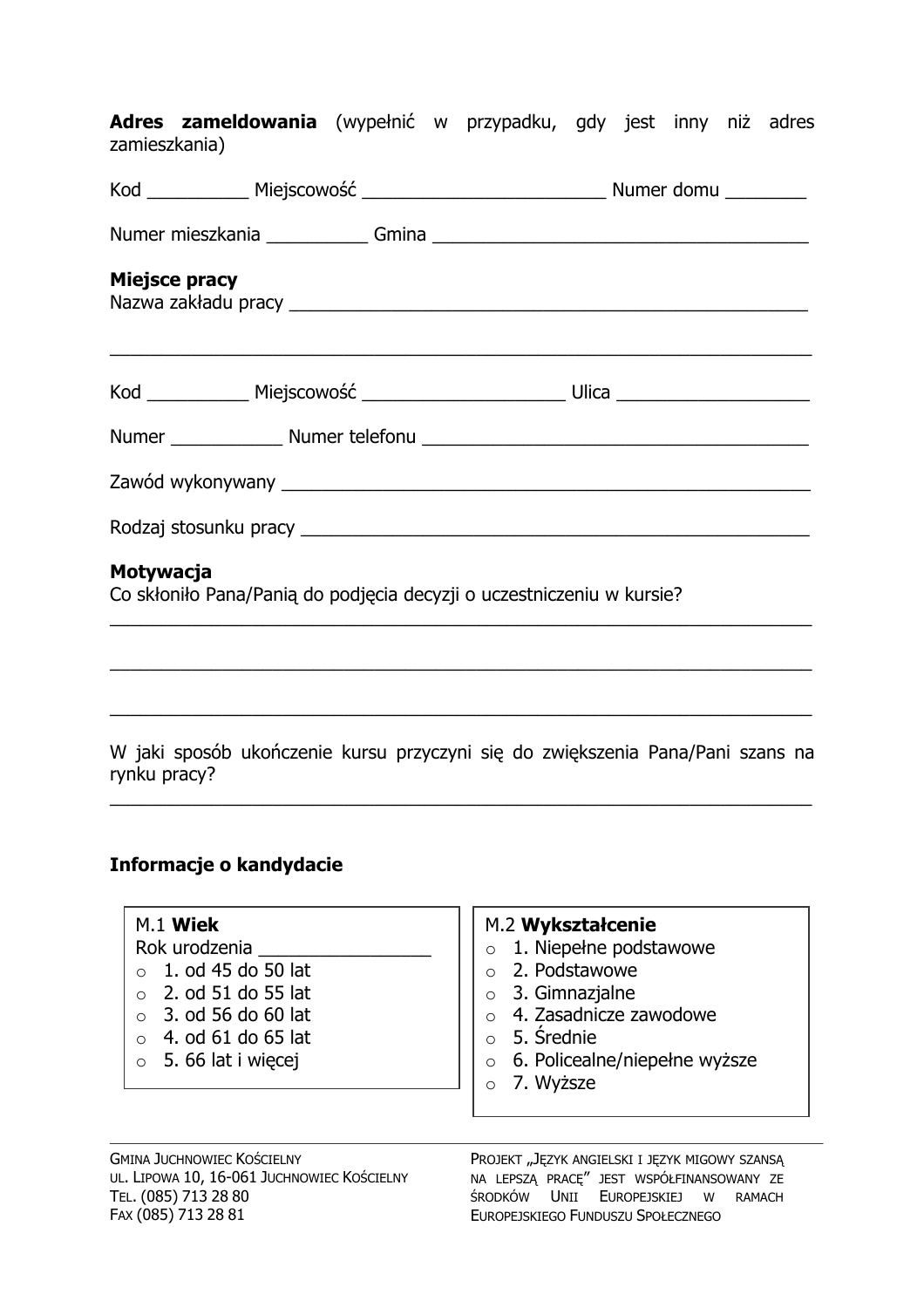**Adres zameldowania** (wypełnić w przypadku, gdy jest inny niż adres zamieszkania)

Kod __________ Miejscowość ________________________ Numer domu ________

Numer mieszkania __________ Gmina _____________________________________

**Miejsce pracy**

Nazwa zakładu pracy ___________________________________________________

______________________________________________________________________

Kod __________ Miejscowość ____________________ Ulica ___________________

Numer ___________ Numer telefonu ______________________________________

Zawód wykonywany ____________________________________________________

Rodzaj stosunku pracy _________________________________________________

**Motywacja**

Co skłoniło Pana/Panią do podjęcia decyzji o uczestniczeniu w kursie?

______________________________________________________________________

______________________________________________________________________

______________________________________________________________________

W jaki sposób ukończenie kursu przyczyni się do zwiększenia Pana/Pani szans na rynku pracy?

______________________________________________________________________

**Informacje o kandydacie**

M.1 **Wiek**

Rok urodzenia ________________

- ○ 1. od 45 do 50 lat
- ○ 2. od 51 do 55 lat
- ○ 3. od 56 do 60 lat
- ○ 4. od 61 do 65 lat
- ○ 5. 66 lat i więcej

M.2 **Wykształcenie**

- ○ 1. Niepełne podstawowe
- ○ 2. Podstawowe
- ○ 3. Gimnazjalne
- ○ 4. Zasadnicze zawodowe
- ○ 5. Średnie
- ○ 6. Policealne/niepełne wyższe
- ○ 7. Wyższe

GMINA JUCHNOWIEC KOŚCIELNY
UL. LIPOWA 10, 16-061 JUCHNOWIEC KOŚCIELNY
TEL. (085) 713 28 80
FAX (085) 713 28 81

PROJEKT „JĘZYK ANGIELSKI I JĘZYK MIGOWY SZANSĄ NA LEPSZĄ PRACĘ" JEST WSPÓŁFINANSOWANY ZE ŚRODKÓW UNII EUROPEJSKIEJ W RAMACH EUROPEJSKIEGO FUNDUSZU SPOŁECZNEGO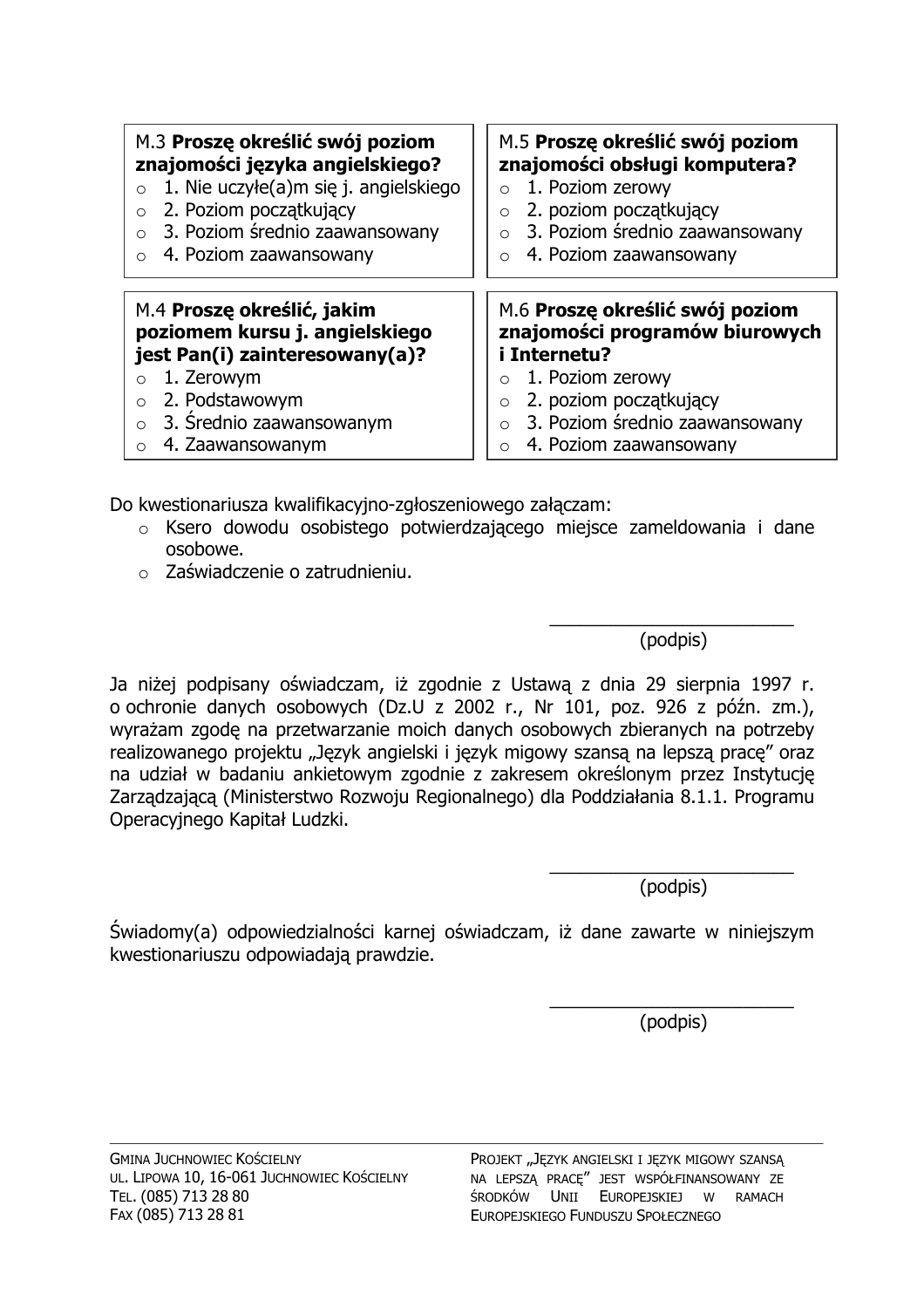M.3 **Proszę określić swój poziom znajomości języka angielskiego?**

- 1. Nie uczyłe(a)m się j. angielskiego
- 2. Poziom początkujący
- 3. Poziom średnio zaawansowany
- 4. Poziom zaawansowany

M.4 **Proszę określić, jakim poziomem kursu j. angielskiego jest Pan(i) zainteresowany(a)?**

- 1. Zerowym
- 2. Podstawowym
- 3. Średnio zaawansowanym
- 4. Zaawansowanym

M.5 **Proszę określić swój poziom znajomości obsługi komputera?**

- 1. Poziom zerowy
- 2. poziom początkujący
- 3. Poziom średnio zaawansowany
- 4. Poziom zaawansowany

M.6 **Proszę określić swój poziom znajomości programów biurowych i Internetu?**

- 1. Poziom zerowy
- 2. poziom początkujący
- 3. Poziom średnio zaawansowany
- 4. Poziom zaawansowany

Do kwestionariusza kwalifikacyjno-zgłoszeniowego załączam:

- Ksero dowodu osobistego potwierdzającego miejsce zameldowania i dane osobowe.
- Zaświadczenie o zatrudnieniu.

\_\_\_\_\_\_\_\_\_\_\_\_\_\_\_\_\_\_\_\_\_\_\_
(podpis)

Ja niżej podpisany oświadczam, iż zgodnie z Ustawą z dnia 29 sierpnia 1997 r. o ochronie danych osobowych (Dz.U z 2002 r., Nr 101, poz. 926 z późn. zm.), wyrażam zgodę na przetwarzanie moich danych osobowych zbieranych na potrzeby realizowanego projektu „Język angielski i język migowy szansą na lepszą pracę" oraz na udział w badaniu ankietowym zgodnie z zakresem określonym przez Instytucję Zarządzającą (Ministerstwo Rozwoju Regionalnego) dla Poddziałania 8.1.1. Programu Operacyjnego Kapitał Ludzki.

\_\_\_\_\_\_\_\_\_\_\_\_\_\_\_\_\_\_\_\_\_\_\_
(podpis)

Świadomy(a) odpowiedzialności karnej oświadczam, iż dane zawarte w niniejszym kwestionariuszu odpowiadają prawdzie.

\_\_\_\_\_\_\_\_\_\_\_\_\_\_\_\_\_\_\_\_\_\_\_
(podpis)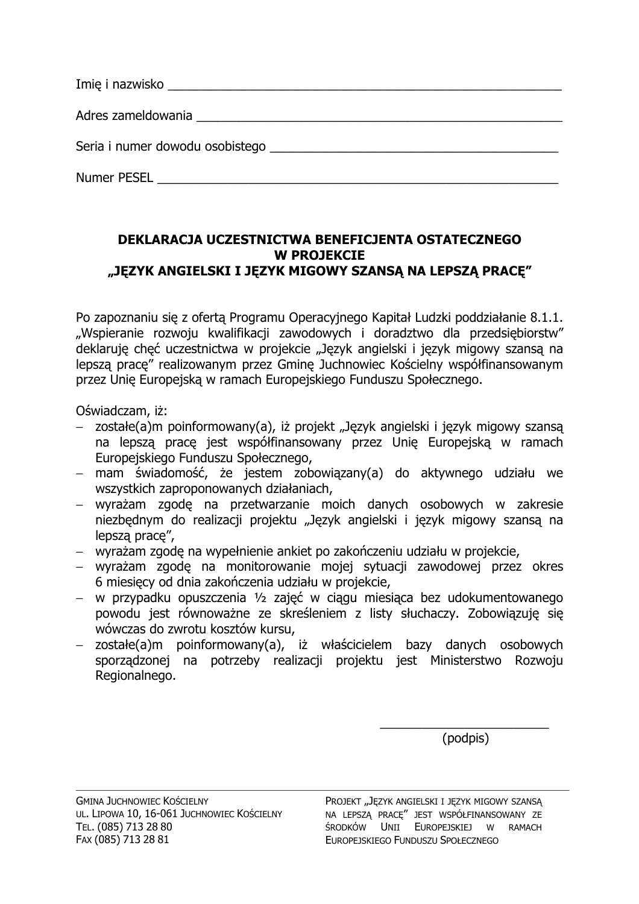Imię i nazwisko ______________________________________________________

Adres zameldowania ___________________________________________________

Seria i numer dowodu osobistego _______________________________________

Numer PESEL _________________________________________________________

**DEKLARACJA UCZESTNICTWA BENEFICJENTA OSTATECZNEGO W PROJEKCIE „JĘZYK ANGIELSKI I JĘZYK MIGOWY SZANSĄ NA LEPSZĄ PRACĘ"**

Po zapoznaniu się z ofertą Programu Operacyjnego Kapitał Ludzki poddziałanie 8.1.1. „Wspieranie rozwoju kwalifikacji zawodowych i doradztwo dla przedsiębiorstw" deklaruję chęć uczestnictwa w projekcie „Język angielski i język migowy szansą na lepszą pracę" realizowanym przez Gminę Juchnowiec Kościelny współfinansowanym przez Unię Europejską w ramach Europejskiego Funduszu Społecznego.

Oświadczam, iż:

- zostałe(a)m poinformowany(a), iż projekt „Język angielski i język migowy szansą na lepszą pracę jest współfinansowany przez Unię Europejską w ramach Europejskiego Funduszu Społecznego,
- mam świadomość, że jestem zobowiązany(a) do aktywnego udziału we wszystkich zaproponowanych działaniach,
- wyrażam zgodę na przetwarzanie moich danych osobowych w zakresie niezbędnym do realizacji projektu „Język angielski i język migowy szansą na lepszą pracę",
- wyrażam zgodę na wypełnienie ankiet po zakończeniu udziału w projekcie,
- wyrażam zgodę na monitorowanie mojej sytuacji zawodowej przez okres 6 miesięcy od dnia zakończenia udziału w projekcie,
- w przypadku opuszczenia ½ zajęć w ciągu miesiąca bez udokumentowanego powodu jest równoważne ze skreśleniem z listy słuchaczy. Zobowiązuję się wówczas do zwrotu kosztów kursu,
- zostałe(a)m poinformowany(a), iż właścicielem bazy danych osobowych sporządzonej na potrzeby realizacji projektu jest Ministerstwo Rozwoju Regionalnego.

_________________________

(podpis)

GMINA JUCHNOWIEC KOŚCIELNY
UL. LIPOWA 10, 16-061 JUCHNOWIEC KOŚCIELNY
TEL. (085) 713 28 80
FAX (085) 713 28 81

PROJEKT „JĘZYK ANGIELSKI I JĘZYK MIGOWY SZANSĄ NA LEPSZĄ PRACĘ" JEST WSPÓŁFINANSOWANY ZE ŚRODKÓW UNII EUROPEJSKIEJ W RAMACH EUROPEJSKIEGO FUNDUSZU SPOŁECZNEGO